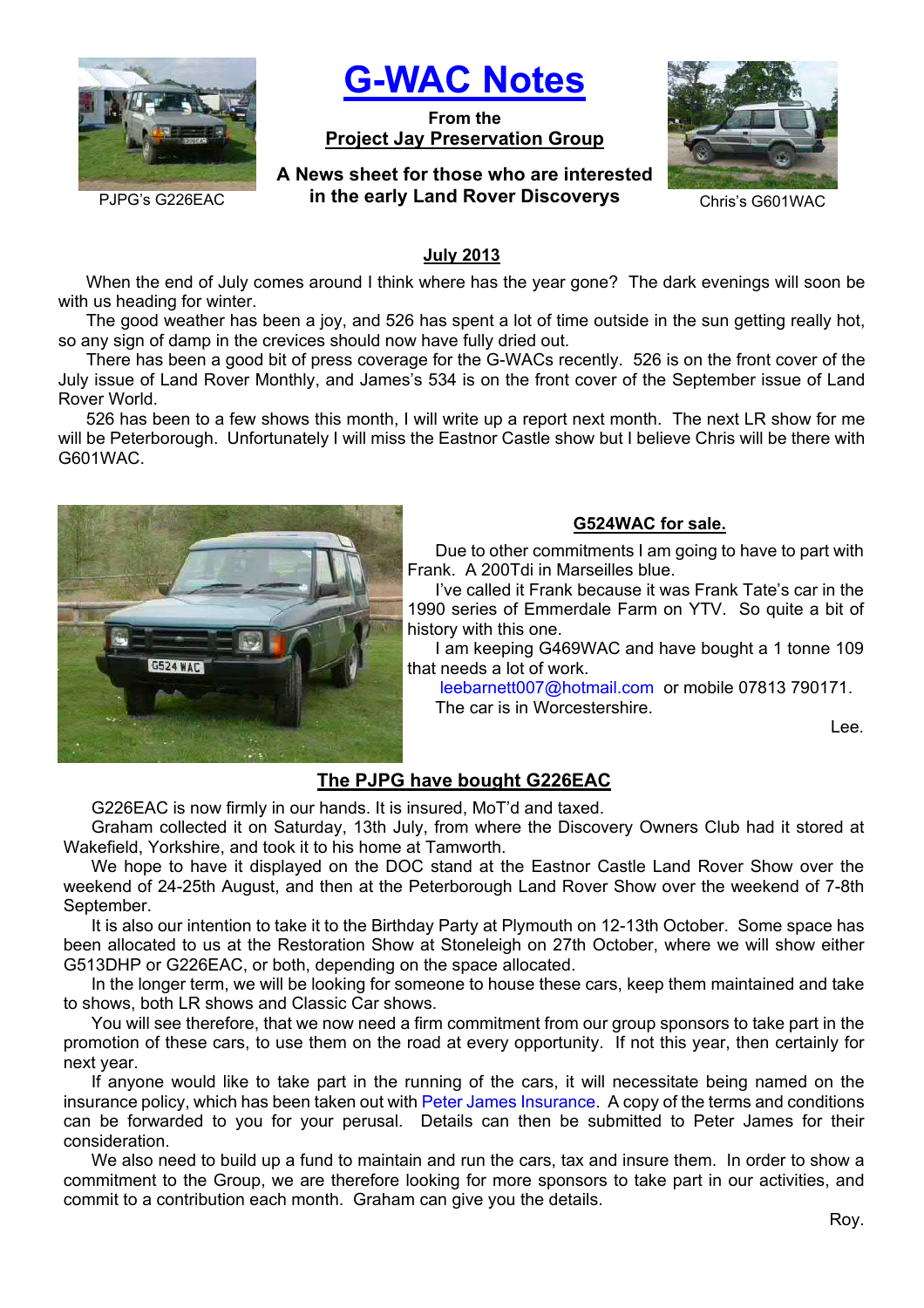PJPG's G226EAC

# G-WAC Notes

**From the**
**Project Jay Preservation Group**

**A News sheet for those who are interested in the early Land Rover Discoverys**

Chris's G601WAC

## July 2013

When the end of July comes around I think where has the year gone? The dark evenings will soon be with us heading for winter.

The good weather has been a joy, and 526 has spent a lot of time outside in the sun getting really hot, so any sign of damp in the crevices should now have fully dried out.

There has been a good bit of press coverage for the G-WACs recently. 526 is on the front cover of the July issue of Land Rover Monthly, and James's 534 is on the front cover of the September issue of Land Rover World.

526 has been to a few shows this month, I will write up a report next month. The next LR show for me will be Peterborough. Unfortunately I will miss the Eastnor Castle show but I believe Chris will be there with G601WAC.

## G524WAC for sale.

Due to other commitments I am going to have to part with Frank. A 200Tdi in Marseilles blue.

I've called it Frank because it was Frank Tate's car in the 1990 series of Emmerdale Farm on YTV. So quite a bit of history with this one.

I am keeping G469WAC and have bought a 1 tonne 109 that needs a lot of work.

leebarnett007@hotmail.com or mobile 07813 790171.

The car is in Worcestershire.

Lee.

## The PJPG have bought G226EAC

G226EAC is now firmly in our hands. It is insured, MoT'd and taxed.

Graham collected it on Saturday, 13th July, from where the Discovery Owners Club had it stored at Wakefield, Yorkshire, and took it to his home at Tamworth.

We hope to have it displayed on the DOC stand at the Eastnor Castle Land Rover Show over the weekend of 24-25th August, and then at the Peterborough Land Rover Show over the weekend of 7-8th September.

It is also our intention to take it to the Birthday Party at Plymouth on 12-13th October. Some space has been allocated to us at the Restoration Show at Stoneleigh on 27th October, where we will show either G513DHP or G226EAC, or both, depending on the space allocated.

In the longer term, we will be looking for someone to house these cars, keep them maintained and take to shows, both LR shows and Classic Car shows.

You will see therefore, that we now need a firm commitment from our group sponsors to take part in the promotion of these cars, to use them on the road at every opportunity. If not this year, then certainly for next year.

If anyone would like to take part in the running of the cars, it will necessitate being named on the insurance policy, which has been taken out with Peter James Insurance. A copy of the terms and conditions can be forwarded to you for your perusal. Details can then be submitted to Peter James for their consideration.

We also need to build up a fund to maintain and run the cars, tax and insure them. In order to show a commitment to the Group, we are therefore looking for more sponsors to take part in our activities, and commit to a contribution each month. Graham can give you the details.

Roy.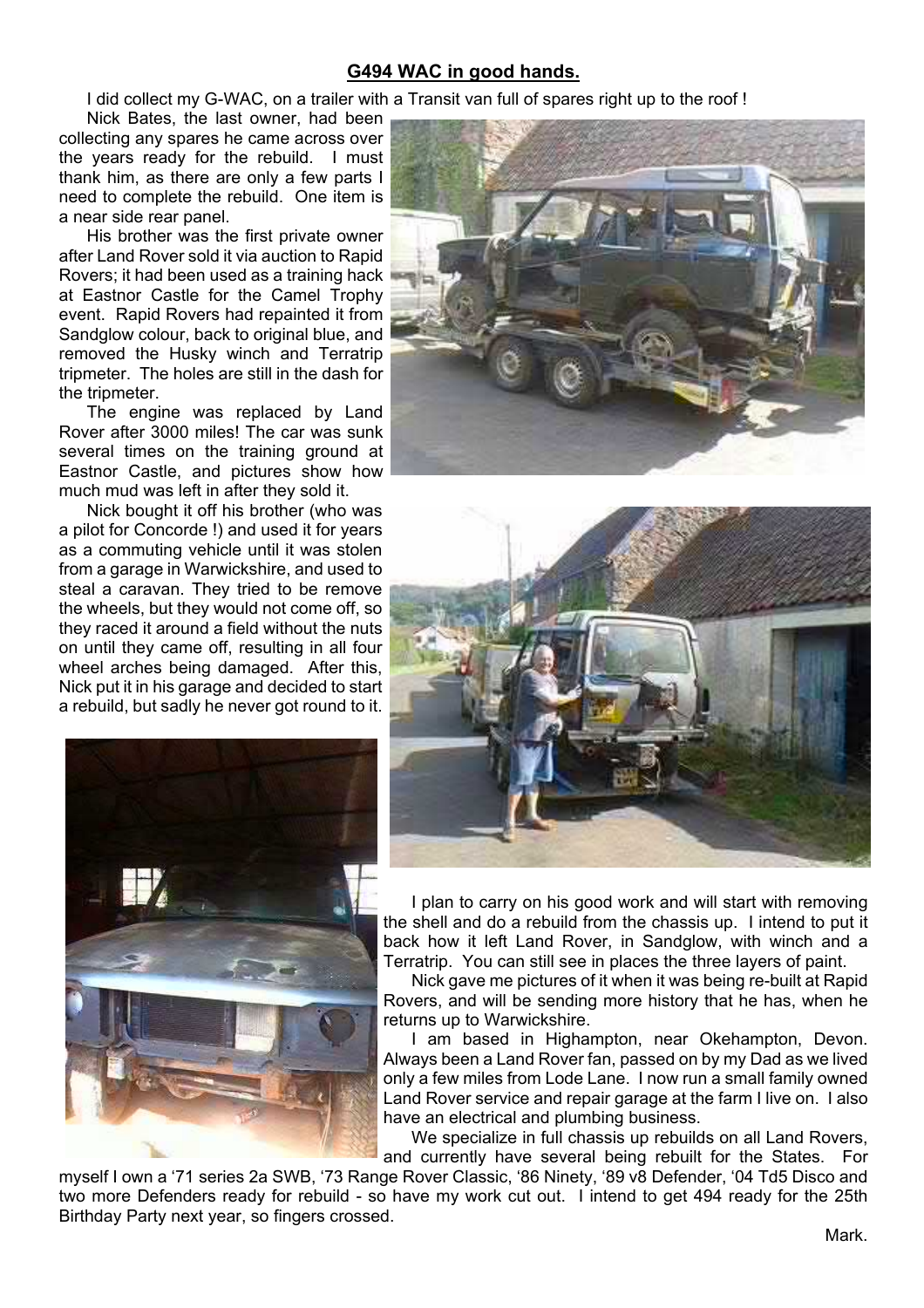## G494 WAC in good hands.

I did collect my G-WAC, on a trailer with a Transit van full of spares right up to the roof !

Nick Bates, the last owner, had been collecting any spares he came across over the years ready for the rebuild. I must thank him, as there are only a few parts I need to complete the rebuild. One item is a near side rear panel.

His brother was the first private owner after Land Rover sold it via auction to Rapid Rovers; it had been used as a training hack at Eastnor Castle for the Camel Trophy event. Rapid Rovers had repainted it from Sandglow colour, back to original blue, and removed the Husky winch and Terratrip tripmeter. The holes are still in the dash for the tripmeter.

The engine was replaced by Land Rover after 3000 miles! The car was sunk several times on the training ground at Eastnor Castle, and pictures show how much mud was left in after they sold it.

Nick bought it off his brother (who was a pilot for Concorde !) and used it for years as a commuting vehicle until it was stolen from a garage in Warwickshire, and used to steal a caravan. They tried to be remove the wheels, but they would not come off, so they raced it around a field without the nuts on until they came off, resulting in all four wheel arches being damaged. After this, Nick put it in his garage and decided to start a rebuild, but sadly he never got round to it.

I plan to carry on his good work and will start with removing the shell and do a rebuild from the chassis up. I intend to put it back how it left Land Rover, in Sandglow, with winch and a Terratrip. You can still see in places the three layers of paint.

Nick gave me pictures of it when it was being re-built at Rapid Rovers, and will be sending more history that he has, when he returns up to Warwickshire.

I am based in Highampton, near Okehampton, Devon. Always been a Land Rover fan, passed on by my Dad as we lived only a few miles from Lode Lane. I now run a small family owned Land Rover service and repair garage at the farm I live on. I also have an electrical and plumbing business.

We specialize in full chassis up rebuilds on all Land Rovers, and currently have several being rebuilt for the States. For myself I own a '71 series 2a SWB, '73 Range Rover Classic, '86 Ninety, '89 v8 Defender, '04 Td5 Disco and two more Defenders ready for rebuild - so have my work cut out. I intend to get 494 ready for the 25th Birthday Party next year, so fingers crossed.

Mark.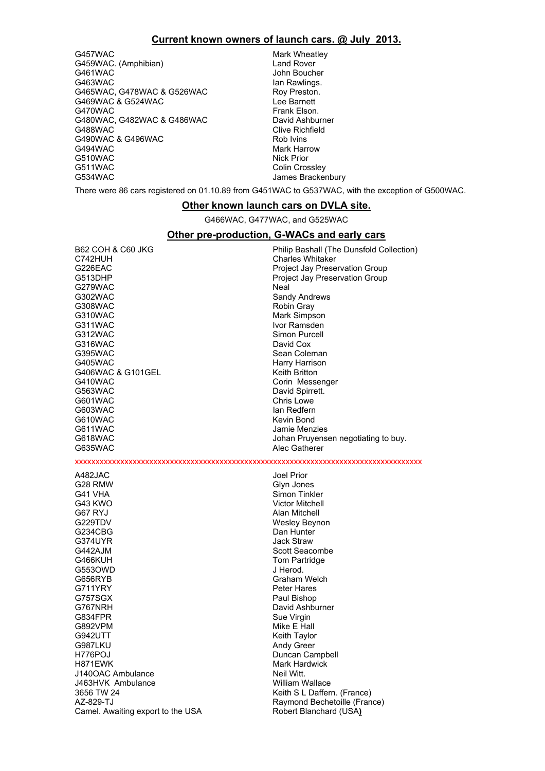## Current known owners of launch cars. @ July 2013.

| | |
|---|---|
| G457WAC | Mark Wheatley |
| G459WAC. (Amphibian) | Land Rover |
| G461WAC | John Boucher |
| G463WAC | Ian Rawlings. |
| G465WAC, G478WAC & G526WAC | Roy Preston. |
| G469WAC & G524WAC | Lee Barnett |
| G470WAC | Frank Elson. |
| G480WAC, G482WAC & G486WAC | David Ashburner |
| G488WAC | Clive Richfield |
| G490WAC & G496WAC | Rob Ivins |
| G494WAC | Mark Harrow |
| G510WAC | Nick Prior |
| G511WAC | Colin Crossley |
| G534WAC | James Brackenbury |

There were 86 cars registered on 01.10.89 from G451WAC to G537WAC, with the exception of G500WAC.

## Other known launch cars on DVLA site.

G466WAC, G477WAC, and G525WAC

## Other pre-production, G-WACs and early cars

| | |
|---|---|
| B62 COH & C60 JKG | Philip Bashall (The Dunsfold Collection) |
| C742HUH | Charles Whitaker |
| G226EAC | Project Jay Preservation Group |
| G513DHP | Project Jay Preservation Group |
| G279WAC | Neal |
| G302WAC | Sandy Andrews |
| G308WAC | Robin Gray |
| G310WAC | Mark Simpson |
| G311WAC | Ivor Ramsden |
| G312WAC | Simon Purcell |
| G316WAC | David Cox |
| G395WAC | Sean Coleman |
| G405WAC | Harry Harrison |
| G406WAC & G101GEL | Keith Britton |
| G410WAC | Corin Messenger |
| G563WAC | David Spirrett. |
| G601WAC | Chris Lowe |
| G603WAC | Ian Redfern |
| G610WAC | Kevin Bond |
| G611WAC | Jamie Menzies |
| G618WAC | Johan Pruyensen negotiating to buy. |
| G635WAC | Alec Gatherer |

xxxxxxxxxxxxxxxxxxxxxxxxxxxxxxxxxxxxxxxxxxxxxxxxxxxxxxxxxxxxxxxxxxxxxxxxxxxxxxxxxxxx

| | |
|---|---|
| A482JAC | Joel Prior |
| G28 RMW | Glyn Jones |
| G41 VHA | Simon Tinkler |
| G43 KWO | Victor Mitchell |
| G67 RYJ | Alan Mitchell |
| G229TDV | Wesley Beynon |
| G234CBG | Dan Hunter |
| G374UYR | Jack Straw |
| G442AJM | Scott Seacombe |
| G466KUH | Tom Partridge |
| G553OWD | J Herod. |
| G656RYB | Graham Welch |
| G711YRY | Peter Hares |
| G757SGX | Paul Bishop |
| G767NRH | David Ashburner |
| G834FPR | Sue Virgin |
| G892VPM | Mike E Hall |
| G942UTT | Keith Taylor |
| G987LKU | Andy Greer |
| H776POJ | Duncan Campbell |
| H871EWK | Mark Hardwick |
| J140OAC Ambulance | Neil Witt. |
| J463HVK Ambulance | William Wallace |
| 3656 TW 24 | Keith S L Daffern. (France) |
| AZ-829-TJ | Raymond Bechetoille (France) |
| Camel. Awaiting export to the USA | Robert Blanchard (USA) |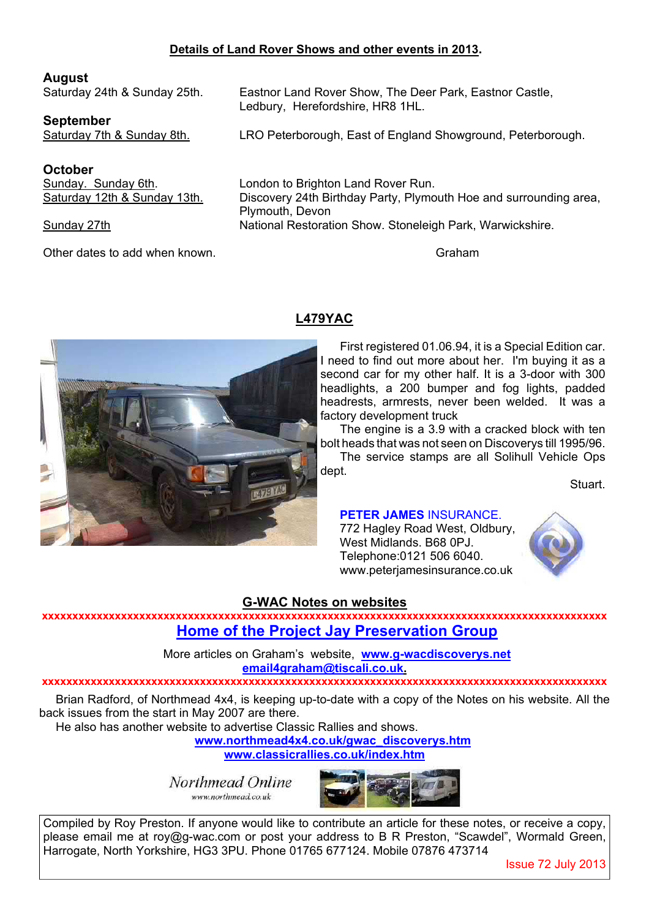## Details of Land Rover Shows and other events in 2013.

**August**

Saturday 24th & Sunday 25th. — Eastnor Land Rover Show, The Deer Park, Eastnor Castle, Ledbury, Herefordshire, HR8 1HL.

**September**

Saturday 7th & Sunday 8th. — LRO Peterborough, East of England Showground, Peterborough.

**October**

Sunday. Sunday 6th. — London to Brighton Land Rover Run.

Saturday 12th & Sunday 13th. — Discovery 24th Birthday Party, Plymouth Hoe and surrounding area, Plymouth, Devon

Sunday 27th — National Restoration Show. Stoneleigh Park, Warwickshire.

Other dates to add when known.

Graham

## L479YAC

First registered 01.06.94, it is a Special Edition car. I need to find out more about her. I'm buying it as a second car for my other half. It is a 3-door with 300 headlights, a 200 bumper and fog lights, padded headrests, armrests, never been welded. It was a factory development truck

The engine is a 3.9 with a cracked block with ten bolt heads that was not seen on Discoverys till 1995/96.

The service stamps are all Solihull Vehicle Ops dept.

Stuart.

**PETER JAMES INSURANCE.**
772 Hagley Road West, Oldbury,
West Midlands. B68 0PJ.
Telephone:0121 506 6040.
www.peterjamesinsurance.co.uk

## G-WAC Notes on websites

xxxxxxxxxxxxxxxxxxxxxxxxxxxxxxxxxxxxxxxxxxxxxxxxxxxxxxxxxxxxxxxxxxxxxxxxxxxxxxxxxxxxxxxxxxxxxx

## Home of the Project Jay Preservation Group

More articles on Graham's website, **www.g-wacdiscoverys.net**
**email4graham@tiscali.co.uk.**

xxxxxxxxxxxxxxxxxxxxxxxxxxxxxxxxxxxxxxxxxxxxxxxxxxxxxxxxxxxxxxxxxxxxxxxxxxxxxxxxxxxxxxxxxxxxxx

Brian Radford, of Northmead 4x4, is keeping up-to-date with a copy of the Notes on his website. All the back issues from the start in May 2007 are there.

He also has another website to advertise Classic Rallies and shows.

**www.northmead4x4.co.uk/gwac_discoverys.htm**
**www.classicrallies.co.uk/index.htm**

*Northmead Online*
www.northmead.co.uk

Compiled by Roy Preston. If anyone would like to contribute an article for these notes, or receive a copy, please email me at roy@g-wac.com or post your address to B R Preston, "Scawdel", Wormald Green, Harrogate, North Yorkshire, HG3 3PU. Phone 01765 677124. Mobile 07876 473714

Issue 72 July 2013